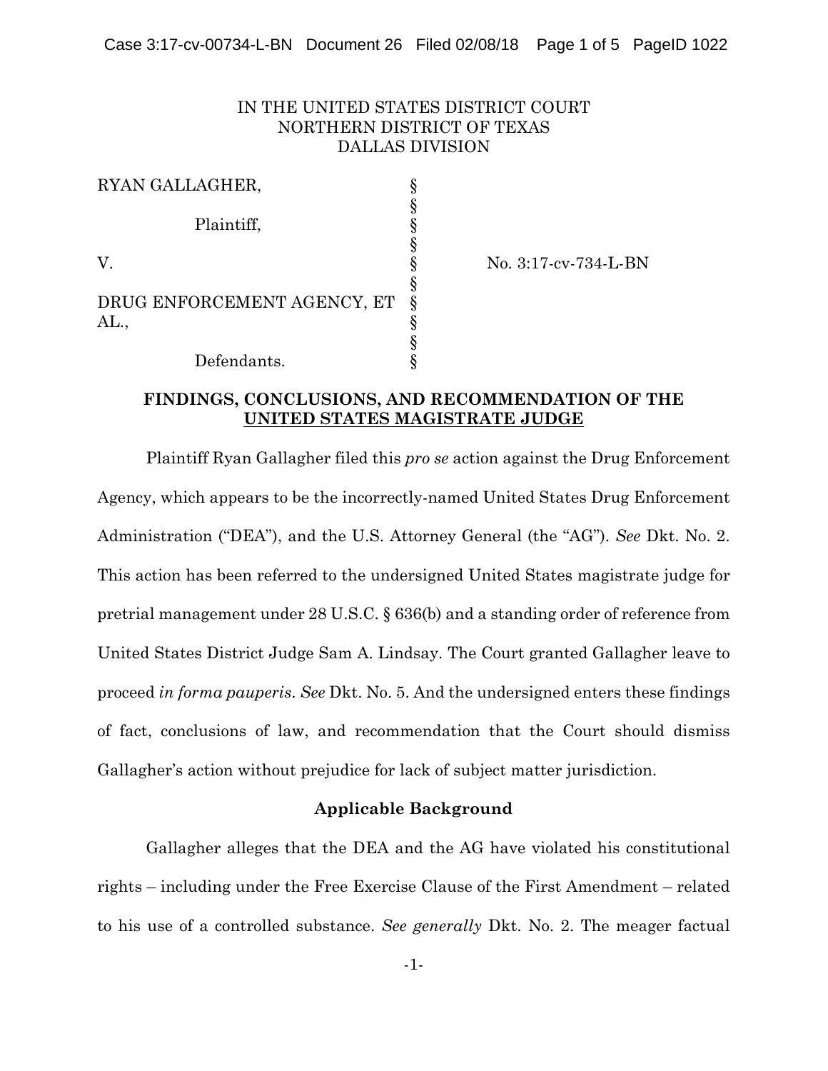IN THE UNITED STATES DISTRICT COURT
NORTHERN DISTRICT OF TEXAS
DALLAS DIVISION

| | | |
|---|---|---|
| RYAN GALLAGHER, | § | |
| | § | |
| Plaintiff, | § | |
| | § | |
| V. | § | No. 3:17-cv-734-L-BN |
| | § | |
| DRUG ENFORCEMENT AGENCY, ET AL., | § | |
| | § | |
| Defendants. | § | |

## FINDINGS, CONCLUSIONS, AND RECOMMENDATION OF THE UNITED STATES MAGISTRATE JUDGE

Plaintiff Ryan Gallagher filed this *pro se* action against the Drug Enforcement Agency, which appears to be the incorrectly-named United States Drug Enforcement Administration ("DEA"), and the U.S. Attorney General (the "AG"). *See* Dkt. No. 2. This action has been referred to the undersigned United States magistrate judge for pretrial management under 28 U.S.C. § 636(b) and a standing order of reference from United States District Judge Sam A. Lindsay. The Court granted Gallagher leave to proceed *in forma pauperis*. *See* Dkt. No. 5. And the undersigned enters these findings of fact, conclusions of law, and recommendation that the Court should dismiss Gallagher's action without prejudice for lack of subject matter jurisdiction.

### Applicable Background

Gallagher alleges that the DEA and the AG have violated his constitutional rights – including under the Free Exercise Clause of the First Amendment – related to his use of a controlled substance. *See generally* Dkt. No. 2. The meager factual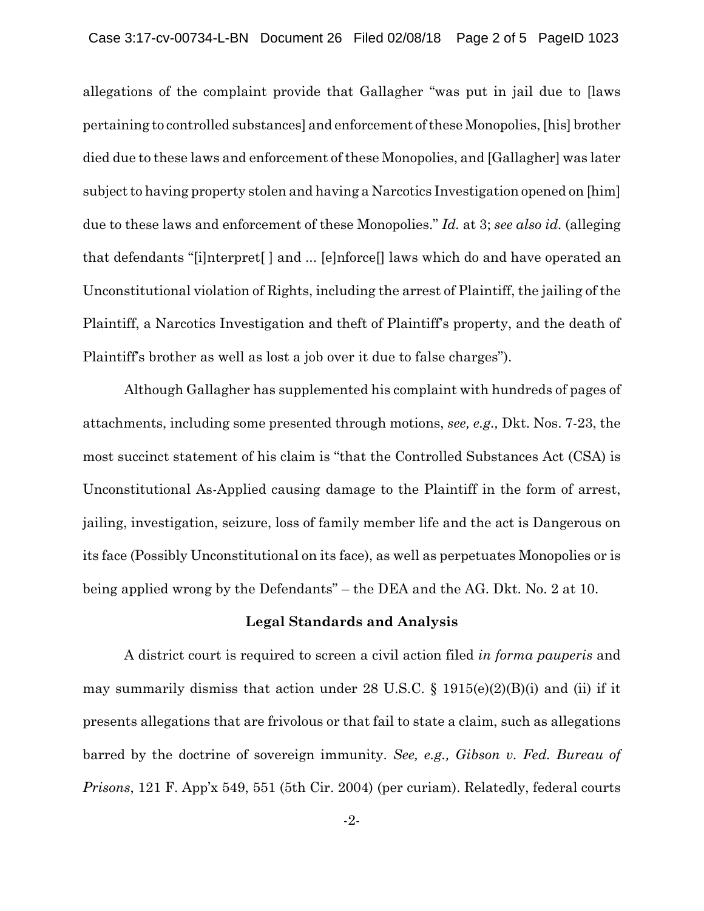allegations of the complaint provide that Gallagher "was put in jail due to [laws pertaining to controlled substances] and enforcement of these Monopolies, [his] brother died due to these laws and enforcement of these Monopolies, and [Gallagher] was later subject to having property stolen and having a Narcotics Investigation opened on [him] due to these laws and enforcement of these Monopolies." *Id.* at 3; *see also id.* (alleging that defendants "[i]nterpret[ ] and ... [e]nforce[] laws which do and have operated an Unconstitutional violation of Rights, including the arrest of Plaintiff, the jailing of the Plaintiff, a Narcotics Investigation and theft of Plaintiff's property, and the death of Plaintiff's brother as well as lost a job over it due to false charges").

Although Gallagher has supplemented his complaint with hundreds of pages of attachments, including some presented through motions, *see, e.g.,* Dkt. Nos. 7-23, the most succinct statement of his claim is "that the Controlled Substances Act (CSA) is Unconstitutional As-Applied causing damage to the Plaintiff in the form of arrest, jailing, investigation, seizure, loss of family member life and the act is Dangerous on its face (Possibly Unconstitutional on its face), as well as perpetuates Monopolies or is being applied wrong by the Defendants" – the DEA and the AG. Dkt. No. 2 at 10.

**Legal Standards and Analysis**

A district court is required to screen a civil action filed *in forma pauperis* and may summarily dismiss that action under 28 U.S.C. § 1915(e)(2)(B)(i) and (ii) if it presents allegations that are frivolous or that fail to state a claim, such as allegations barred by the doctrine of sovereign immunity. *See, e.g., Gibson v. Fed. Bureau of Prisons*, 121 F. App'x 549, 551 (5th Cir. 2004) (per curiam). Relatedly, federal courts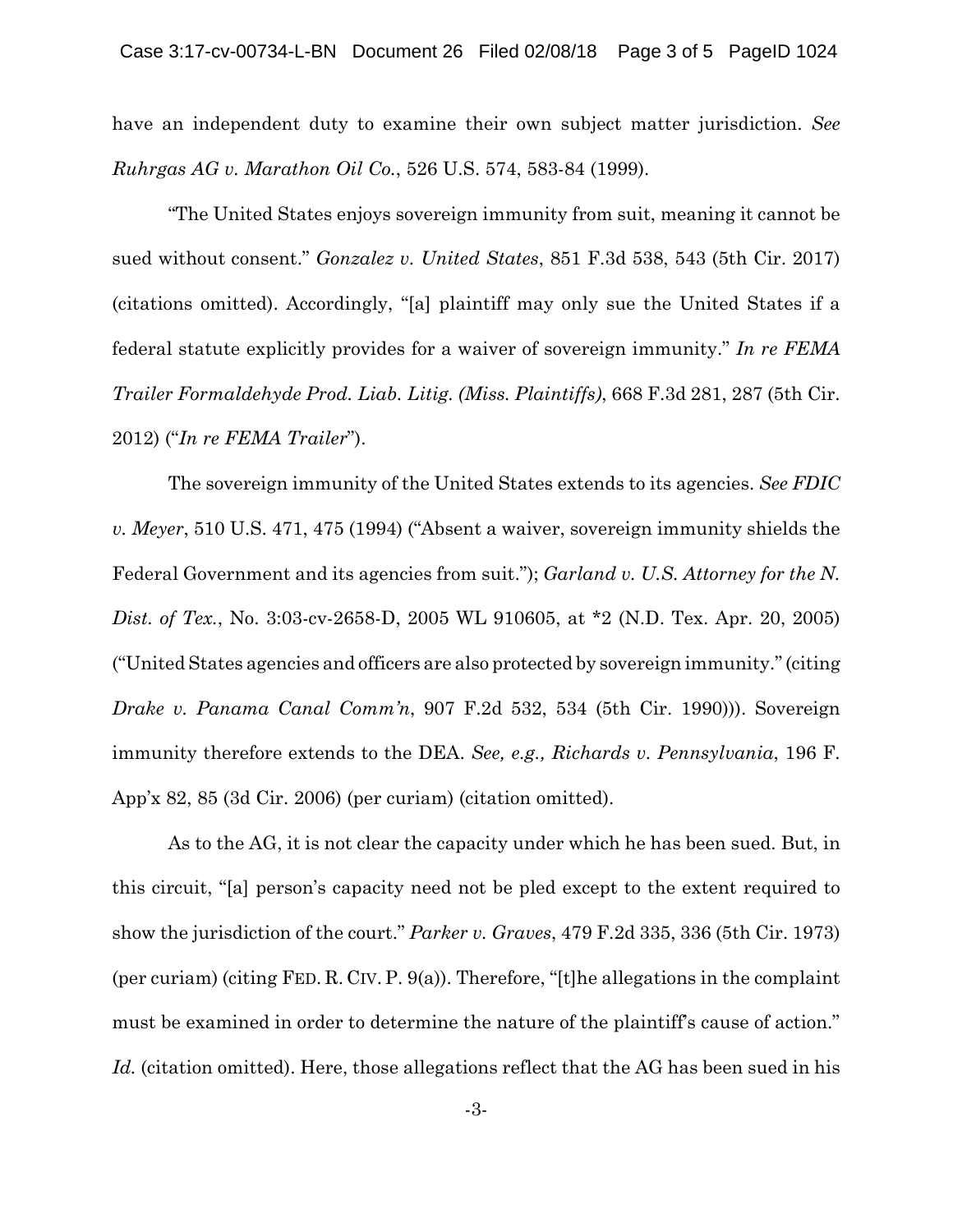have an independent duty to examine their own subject matter jurisdiction. *See Ruhrgas AG v. Marathon Oil Co.*, 526 U.S. 574, 583-84 (1999).

"The United States enjoys sovereign immunity from suit, meaning it cannot be sued without consent." *Gonzalez v. United States*, 851 F.3d 538, 543 (5th Cir. 2017) (citations omitted). Accordingly, "[a] plaintiff may only sue the United States if a federal statute explicitly provides for a waiver of sovereign immunity." *In re FEMA Trailer Formaldehyde Prod. Liab. Litig. (Miss. Plaintiffs)*, 668 F.3d 281, 287 (5th Cir. 2012) ("*In re FEMA Trailer*").

The sovereign immunity of the United States extends to its agencies. *See FDIC v. Meyer*, 510 U.S. 471, 475 (1994) ("Absent a waiver, sovereign immunity shields the Federal Government and its agencies from suit."); *Garland v. U.S. Attorney for the N. Dist. of Tex.*, No. 3:03-cv-2658-D, 2005 WL 910605, at *2 (N.D. Tex. Apr. 20, 2005) ("United States agencies and officers are also protected by sovereign immunity." (citing *Drake v. Panama Canal Comm'n*, 907 F.2d 532, 534 (5th Cir. 1990))). Sovereign immunity therefore extends to the DEA. *See, e.g., Richards v. Pennsylvania*, 196 F. App'x 82, 85 (3d Cir. 2006) (per curiam) (citation omitted).

As to the AG, it is not clear the capacity under which he has been sued. But, in this circuit, "[a] person's capacity need not be pled except to the extent required to show the jurisdiction of the court." *Parker v. Graves*, 479 F.2d 335, 336 (5th Cir. 1973) (per curiam) (citing FED. R. CIV. P. 9(a)). Therefore, "[t]he allegations in the complaint must be examined in order to determine the nature of the plaintiff's cause of action." *Id.* (citation omitted). Here, those allegations reflect that the AG has been sued in his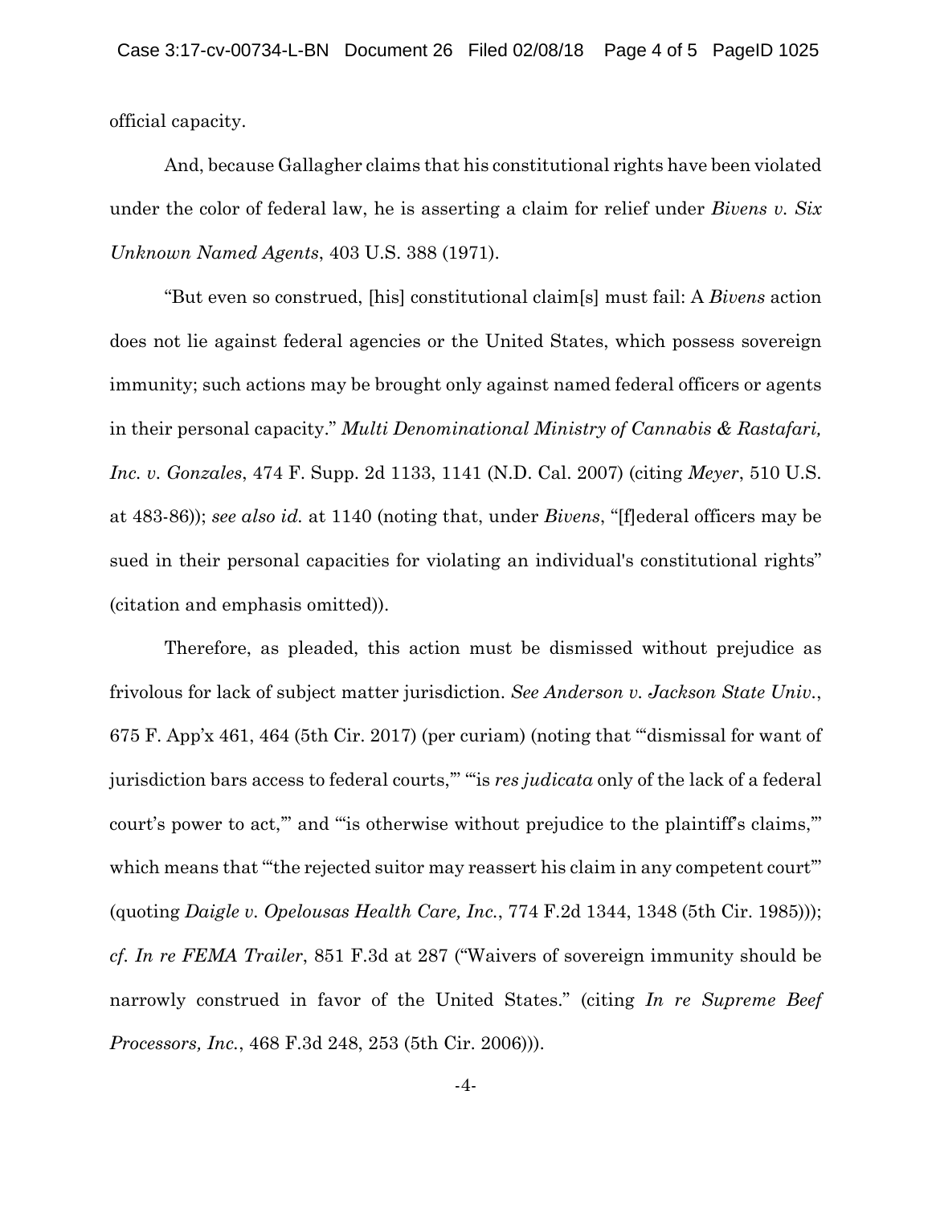official capacity.

And, because Gallagher claims that his constitutional rights have been violated under the color of federal law, he is asserting a claim for relief under *Bivens v. Six Unknown Named Agents*, 403 U.S. 388 (1971).

"But even so construed, [his] constitutional claim[s] must fail: A *Bivens* action does not lie against federal agencies or the United States, which possess sovereign immunity; such actions may be brought only against named federal officers or agents in their personal capacity." *Multi Denominational Ministry of Cannabis & Rastafari, Inc. v. Gonzales*, 474 F. Supp. 2d 1133, 1141 (N.D. Cal. 2007) (citing *Meyer*, 510 U.S. at 483-86)); *see also id.* at 1140 (noting that, under *Bivens*, "[f]ederal officers may be sued in their personal capacities for violating an individual's constitutional rights" (citation and emphasis omitted)).

Therefore, as pleaded, this action must be dismissed without prejudice as frivolous for lack of subject matter jurisdiction. *See Anderson v. Jackson State Univ.*, 675 F. App'x 461, 464 (5th Cir. 2017) (per curiam) (noting that "'dismissal for want of jurisdiction bars access to federal courts,'" "'is *res judicata* only of the lack of a federal court's power to act,'" and "'is otherwise without prejudice to the plaintiff's claims,'" which means that "'the rejected suitor may reassert his claim in any competent court'" (quoting *Daigle v. Opelousas Health Care, Inc.*, 774 F.2d 1344, 1348 (5th Cir. 1985))); *cf. In re FEMA Trailer*, 851 F.3d at 287 ("Waivers of sovereign immunity should be narrowly construed in favor of the United States." (citing *In re Supreme Beef Processors, Inc.*, 468 F.3d 248, 253 (5th Cir. 2006))).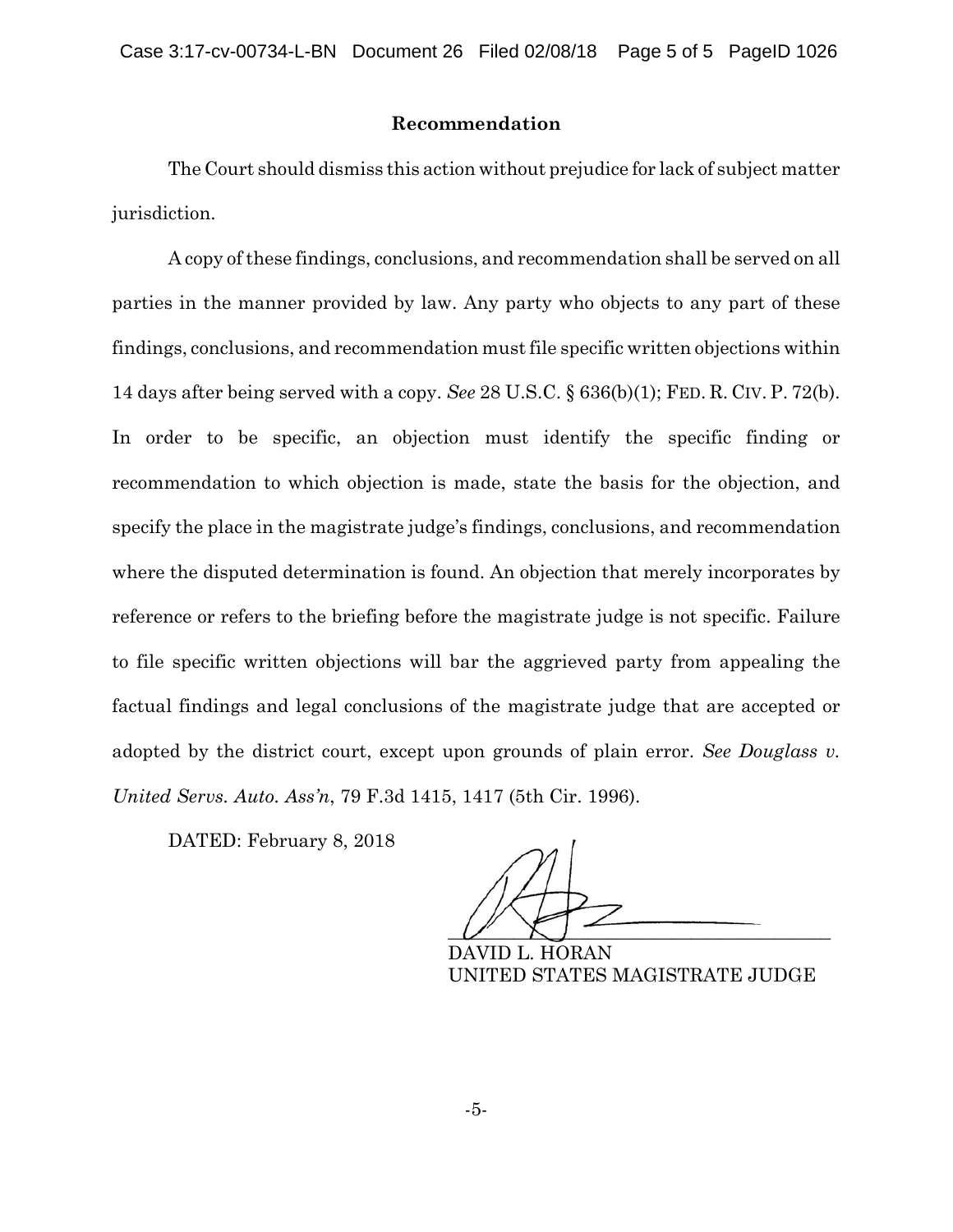## Recommendation

The Court should dismiss this action without prejudice for lack of subject matter jurisdiction.

A copy of these findings, conclusions, and recommendation shall be served on all parties in the manner provided by law. Any party who objects to any part of these findings, conclusions, and recommendation must file specific written objections within 14 days after being served with a copy. *See* 28 U.S.C. § 636(b)(1); FED. R. CIV. P. 72(b). In order to be specific, an objection must identify the specific finding or recommendation to which objection is made, state the basis for the objection, and specify the place in the magistrate judge's findings, conclusions, and recommendation where the disputed determination is found. An objection that merely incorporates by reference or refers to the briefing before the magistrate judge is not specific. Failure to file specific written objections will bar the aggrieved party from appealing the factual findings and legal conclusions of the magistrate judge that are accepted or adopted by the district court, except upon grounds of plain error. *See Douglass v. United Servs. Auto. Ass'n*, 79 F.3d 1415, 1417 (5th Cir. 1996).

DATED: February 8, 2018

DAVID L. HORAN
UNITED STATES MAGISTRATE JUDGE